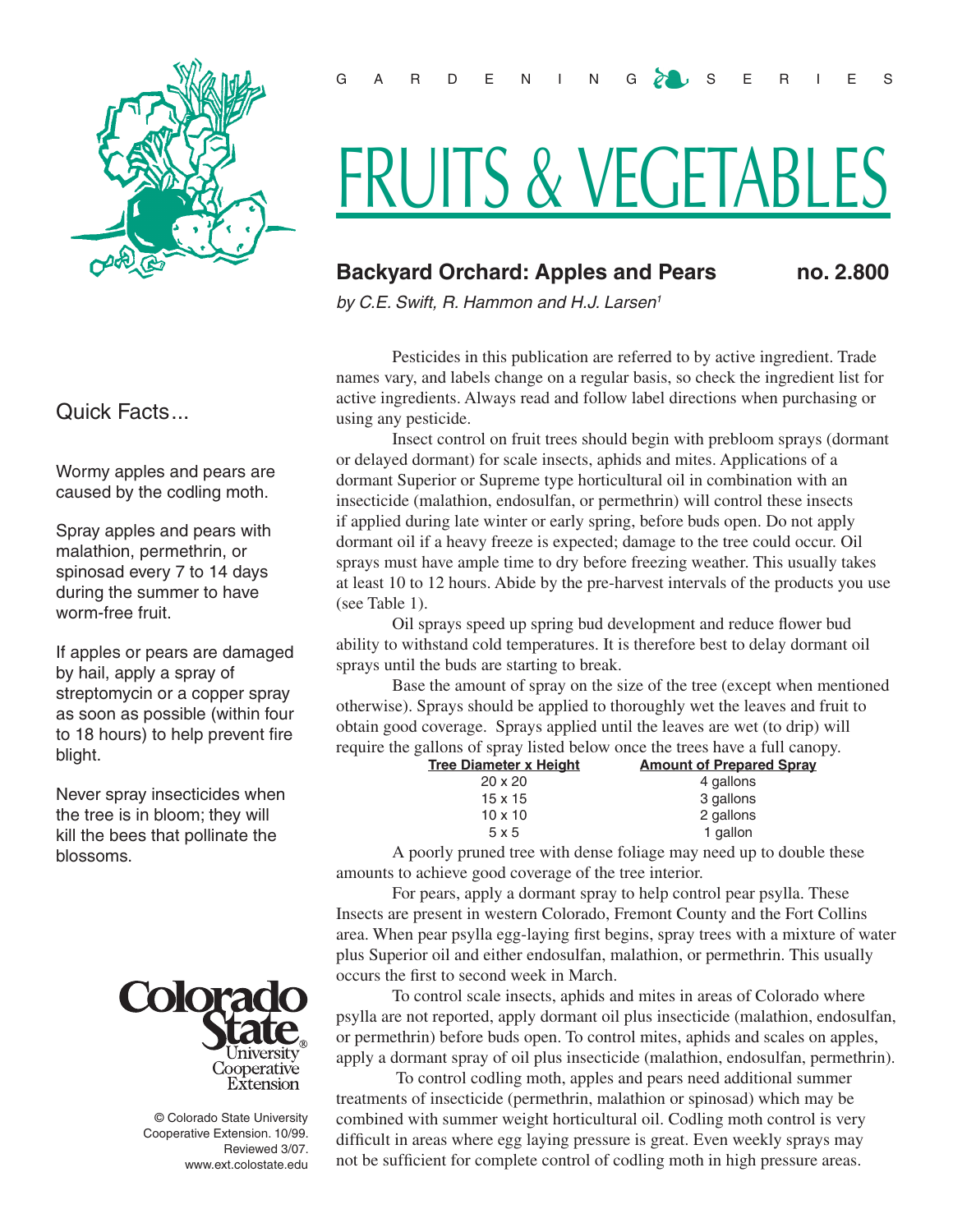GARDENING SERIES

# FRUITS & VEGETABLES

## Backyard Orchard: Apples and Pears — no. 2.800

*by C.E. Swift, R. Hammon and H.J. Larsen*[1]

### Quick Facts...

Wormy apples and pears are caused by the codling moth.

Spray apples and pears with malathion, permethrin, or spinosad every 7 to 14 days during the summer to have worm-free fruit.

If apples or pears are damaged by hail, apply a spray of streptomycin or a copper spray as soon as possible (within four to 18 hours) to help prevent fire blight.

Never spray insecticides when the tree is in bloom; they will kill the bees that pollinate the blossoms.

© Colorado State University Cooperative Extension. 10/99. Reviewed 3/07. www.ext.colostate.edu

Pesticides in this publication are referred to by active ingredient. Trade names vary, and labels change on a regular basis, so check the ingredient list for active ingredients. Always read and follow label directions when purchasing or using any pesticide.

Insect control on fruit trees should begin with prebloom sprays (dormant or delayed dormant) for scale insects, aphids and mites. Applications of a dormant Superior or Supreme type horticultural oil in combination with an insecticide (malathion, endosulfan, or permethrin) will control these insects if applied during late winter or early spring, before buds open. Do not apply dormant oil if a heavy freeze is expected; damage to the tree could occur. Oil sprays must have ample time to dry before freezing weather. This usually takes at least 10 to 12 hours. Abide by the pre-harvest intervals of the products you use (see Table 1).

Oil sprays speed up spring bud development and reduce flower bud ability to withstand cold temperatures. It is therefore best to delay dormant oil sprays until the buds are starting to break.

Base the amount of spray on the size of the tree (except when mentioned otherwise). Sprays should be applied to thoroughly wet the leaves and fruit to obtain good coverage. Sprays applied until the leaves are wet (to drip) will require the gallons of spray listed below once the trees have a full canopy.

| Tree Diameter x Height | Amount of Prepared Spray |
|---|---|
| 20 x 20 | 4 gallons |
| 15 x 15 | 3 gallons |
| 10 x 10 | 2 gallons |
| 5 x 5 | 1 gallon |

A poorly pruned tree with dense foliage may need up to double these amounts to achieve good coverage of the tree interior.

For pears, apply a dormant spray to help control pear psylla. These Insects are present in western Colorado, Fremont County and the Fort Collins area. When pear psylla egg-laying first begins, spray trees with a mixture of water plus Superior oil and either endosulfan, malathion, or permethrin. This usually occurs the first to second week in March.

To control scale insects, aphids and mites in areas of Colorado where psylla are not reported, apply dormant oil plus insecticide (malathion, endosulfan, or permethrin) before buds open. To control mites, aphids and scales on apples, apply a dormant spray of oil plus insecticide (malathion, endosulfan, permethrin).

To control codling moth, apples and pears need additional summer treatments of insecticide (permethrin, malathion or spinosad) which may be combined with summer weight horticultural oil. Codling moth control is very difficult in areas where egg laying pressure is great. Even weekly sprays may not be sufficient for complete control of codling moth in high pressure areas.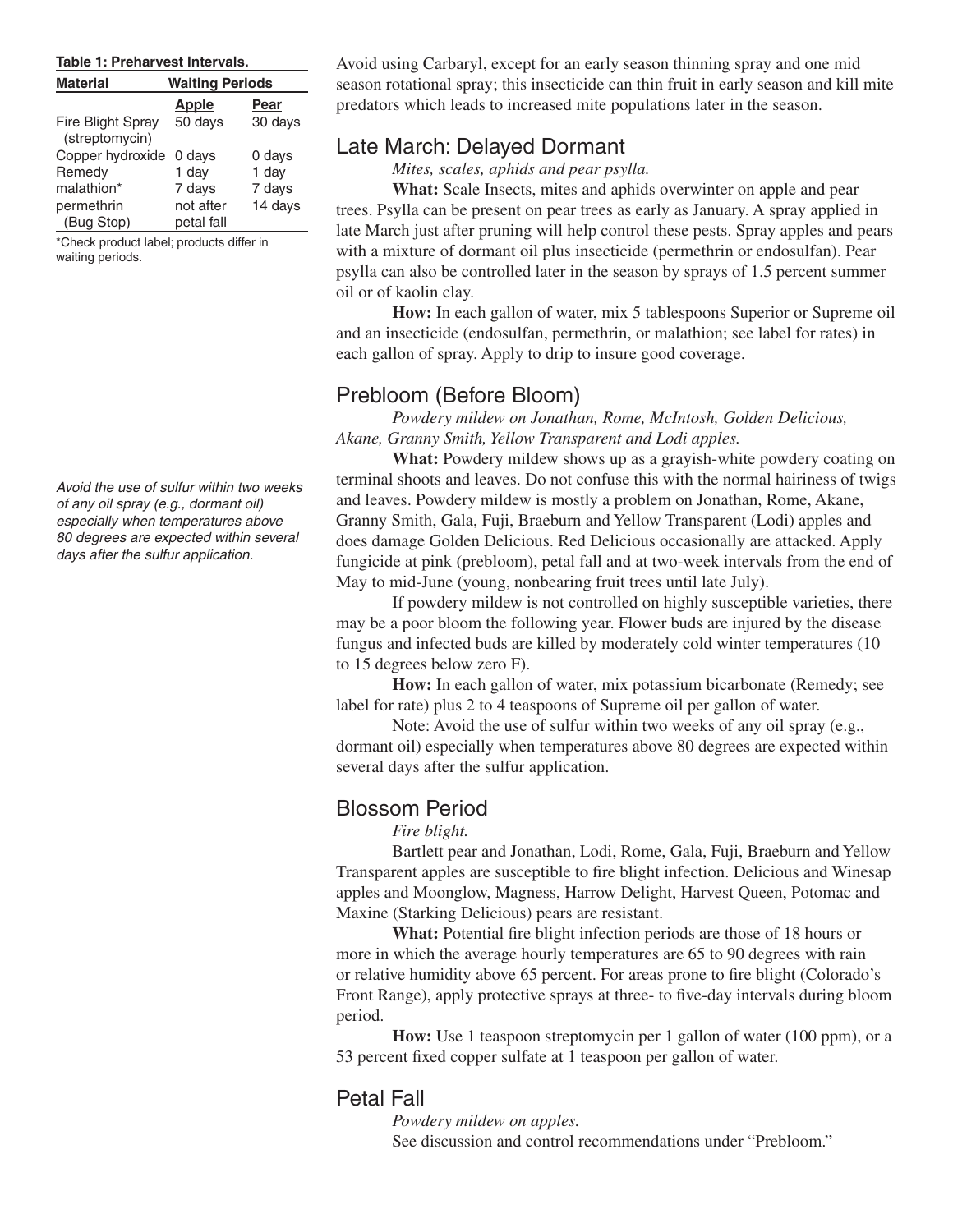**Table 1: Preharvest Intervals.**

| Material | Waiting Periods | |
|---|---|---|
| | **Apple** | **Pear** |
| Fire Blight Spray (streptomycin) | 50 days | 30 days |
| Copper hydroxide | 0 days | 0 days |
| Remedy | 1 day | 1 day |
| malathion* | 7 days | 7 days |
| permethrin (Bug Stop) | not after petal fall | 14 days |

*Check product label; products differ in waiting periods.

Avoid using Carbaryl, except for an early season thinning spray and one mid season rotational spray; this insecticide can thin fruit in early season and kill mite predators which leads to increased mite populations later in the season.

## Late March: Delayed Dormant

*Mites, scales, aphids and pear psylla.*

**What:** Scale Insects, mites and aphids overwinter on apple and pear trees. Psylla can be present on pear trees as early as January. A spray applied in late March just after pruning will help control these pests. Spray apples and pears with a mixture of dormant oil plus insecticide (permethrin or endosulfan). Pear psylla can also be controlled later in the season by sprays of 1.5 percent summer oil or of kaolin clay.

**How:** In each gallon of water, mix 5 tablespoons Superior or Supreme oil and an insecticide (endosulfan, permethrin, or malathion; see label for rates) in each gallon of spray. Apply to drip to insure good coverage.

## Prebloom (Before Bloom)

*Powdery mildew on Jonathan, Rome, McIntosh, Golden Delicious, Akane, Granny Smith, Yellow Transparent and Lodi apples.*

**What:** Powdery mildew shows up as a grayish-white powdery coating on terminal shoots and leaves. Do not confuse this with the normal hairiness of twigs and leaves. Powdery mildew is mostly a problem on Jonathan, Rome, Akane, Granny Smith, Gala, Fuji, Braeburn and Yellow Transparent (Lodi) apples and does damage Golden Delicious. Red Delicious occasionally are attacked. Apply fungicide at pink (prebloom), petal fall and at two-week intervals from the end of May to mid-June (young, nonbearing fruit trees until late July).

If powdery mildew is not controlled on highly susceptible varieties, there may be a poor bloom the following year. Flower buds are injured by the disease fungus and infected buds are killed by moderately cold winter temperatures (10 to 15 degrees below zero F).

**How:** In each gallon of water, mix potassium bicarbonate (Remedy; see label for rate) plus 2 to 4 teaspoons of Supreme oil per gallon of water.

Note: Avoid the use of sulfur within two weeks of any oil spray (e.g., dormant oil) especially when temperatures above 80 degrees are expected within several days after the sulfur application.

*Avoid the use of sulfur within two weeks of any oil spray (e.g., dormant oil) especially when temperatures above 80 degrees are expected within several days after the sulfur application.*

## Blossom Period

*Fire blight.*

Bartlett pear and Jonathan, Lodi, Rome, Gala, Fuji, Braeburn and Yellow Transparent apples are susceptible to fire blight infection. Delicious and Winesap apples and Moonglow, Magness, Harrow Delight, Harvest Queen, Potomac and Maxine (Starking Delicious) pears are resistant.

**What:** Potential fire blight infection periods are those of 18 hours or more in which the average hourly temperatures are 65 to 90 degrees with rain or relative humidity above 65 percent. For areas prone to fire blight (Colorado's Front Range), apply protective sprays at three- to five-day intervals during bloom period.

**How:** Use 1 teaspoon streptomycin per 1 gallon of water (100 ppm), or a 53 percent fixed copper sulfate at 1 teaspoon per gallon of water.

## Petal Fall

*Powdery mildew on apples.*

See discussion and control recommendations under "Prebloom."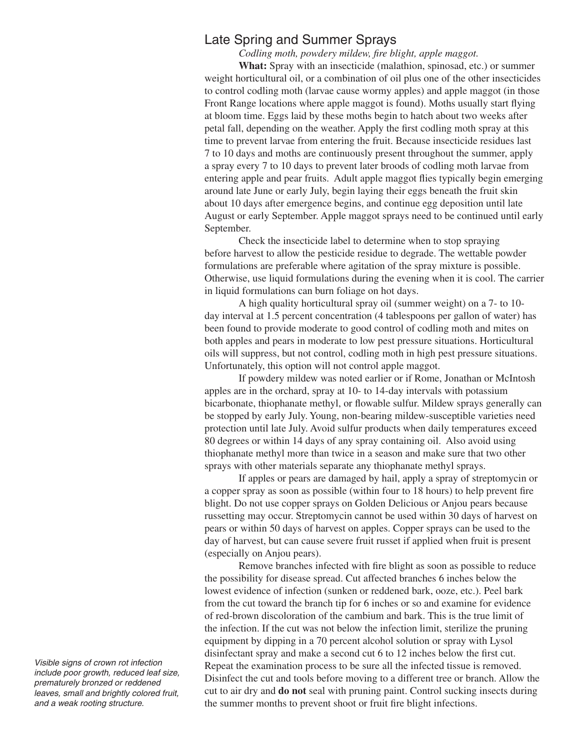## Late Spring and Summer Sprays

*Codling moth, powdery mildew, fire blight, apple maggot.*

**What:** Spray with an insecticide (malathion, spinosad, etc.) or summer weight horticultural oil, or a combination of oil plus one of the other insecticides to control codling moth (larvae cause wormy apples) and apple maggot (in those Front Range locations where apple maggot is found). Moths usually start flying at bloom time. Eggs laid by these moths begin to hatch about two weeks after petal fall, depending on the weather. Apply the first codling moth spray at this time to prevent larvae from entering the fruit. Because insecticide residues last 7 to 10 days and moths are continuously present throughout the summer, apply a spray every 7 to 10 days to prevent later broods of codling moth larvae from entering apple and pear fruits. Adult apple maggot flies typically begin emerging around late June or early July, begin laying their eggs beneath the fruit skin about 10 days after emergence begins, and continue egg deposition until late August or early September. Apple maggot sprays need to be continued until early September.

Check the insecticide label to determine when to stop spraying before harvest to allow the pesticide residue to degrade. The wettable powder formulations are preferable where agitation of the spray mixture is possible. Otherwise, use liquid formulations during the evening when it is cool. The carrier in liquid formulations can burn foliage on hot days.

A high quality horticultural spray oil (summer weight) on a 7- to 10-day interval at 1.5 percent concentration (4 tablespoons per gallon of water) has been found to provide moderate to good control of codling moth and mites on both apples and pears in moderate to low pest pressure situations. Horticultural oils will suppress, but not control, codling moth in high pest pressure situations. Unfortunately, this option will not control apple maggot.

If powdery mildew was noted earlier or if Rome, Jonathan or McIntosh apples are in the orchard, spray at 10- to 14-day intervals with potassium bicarbonate, thiophanate methyl, or flowable sulfur. Mildew sprays generally can be stopped by early July. Young, non-bearing mildew-susceptible varieties need protection until late July. Avoid sulfur products when daily temperatures exceed 80 degrees or within 14 days of any spray containing oil. Also avoid using thiophanate methyl more than twice in a season and make sure that two other sprays with other materials separate any thiophanate methyl sprays.

If apples or pears are damaged by hail, apply a spray of streptomycin or a copper spray as soon as possible (within four to 18 hours) to help prevent fire blight. Do not use copper sprays on Golden Delicious or Anjou pears because russetting may occur. Streptomycin cannot be used within 30 days of harvest on pears or within 50 days of harvest on apples. Copper sprays can be used to the day of harvest, but can cause severe fruit russet if applied when fruit is present (especially on Anjou pears).

Remove branches infected with fire blight as soon as possible to reduce the possibility for disease spread. Cut affected branches 6 inches below the lowest evidence of infection (sunken or reddened bark, ooze, etc.). Peel bark from the cut toward the branch tip for 6 inches or so and examine for evidence of red-brown discoloration of the cambium and bark. This is the true limit of the infection. If the cut was not below the infection limit, sterilize the pruning equipment by dipping in a 70 percent alcohol solution or spray with Lysol disinfectant spray and make a second cut 6 to 12 inches below the first cut. Repeat the examination process to be sure all the infected tissue is removed. Disinfect the cut and tools before moving to a different tree or branch. Allow the cut to air dry and **do not** seal with pruning paint. Control sucking insects during the summer months to prevent shoot or fruit fire blight infections.

*Visible signs of crown rot infection include poor growth, reduced leaf size, prematurely bronzed or reddened leaves, small and brightly colored fruit, and a weak rooting structure.*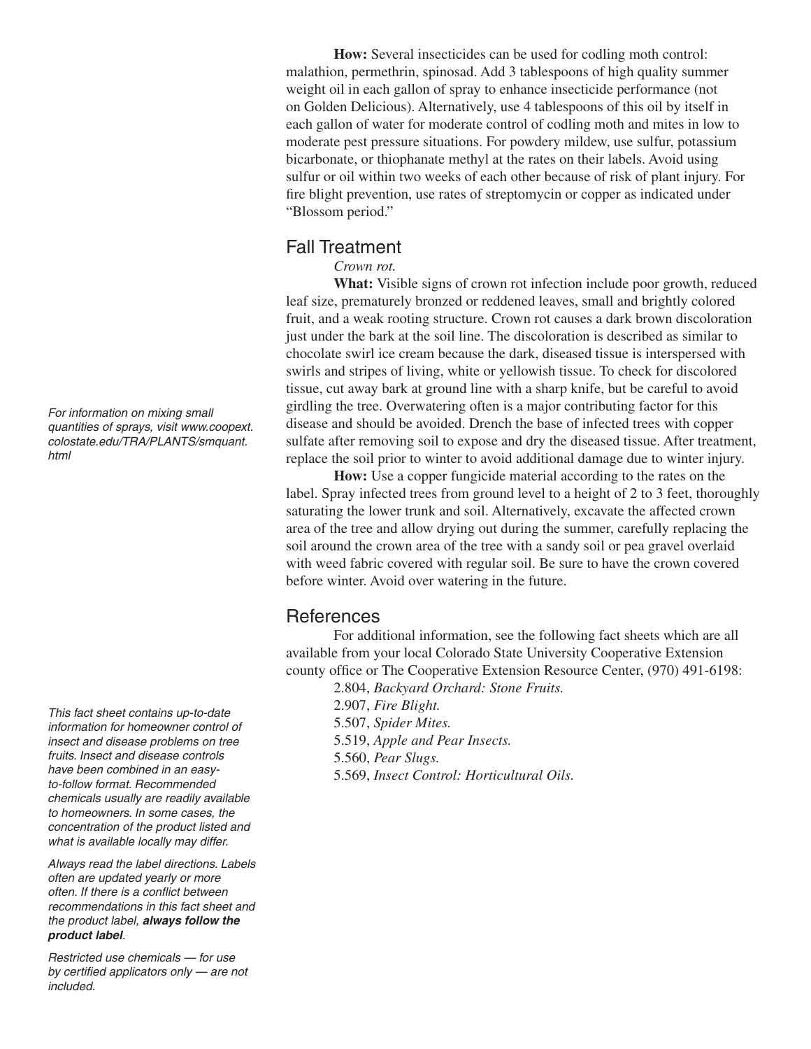**How:** Several insecticides can be used for codling moth control: malathion, permethrin, spinosad. Add 3 tablespoons of high quality summer weight oil in each gallon of spray to enhance insecticide performance (not on Golden Delicious). Alternatively, use 4 tablespoons of this oil by itself in each gallon of water for moderate control of codling moth and mites in low to moderate pest pressure situations. For powdery mildew, use sulfur, potassium bicarbonate, or thiophanate methyl at the rates on their labels. Avoid using sulfur or oil within two weeks of each other because of risk of plant injury. For fire blight prevention, use rates of streptomycin or copper as indicated under "Blossom period."

## Fall Treatment

*Crown rot.*

**What:** Visible signs of crown rot infection include poor growth, reduced leaf size, prematurely bronzed or reddened leaves, small and brightly colored fruit, and a weak rooting structure. Crown rot causes a dark brown discoloration just under the bark at the soil line. The discoloration is described as similar to chocolate swirl ice cream because the dark, diseased tissue is interspersed with swirls and stripes of living, white or yellowish tissue. To check for discolored tissue, cut away bark at ground line with a sharp knife, but be careful to avoid girdling the tree. Overwatering often is a major contributing factor for this disease and should be avoided. Drench the base of infected trees with copper sulfate after removing soil to expose and dry the diseased tissue. After treatment, replace the soil prior to winter to avoid additional damage due to winter injury.

**How:** Use a copper fungicide material according to the rates on the label. Spray infected trees from ground level to a height of 2 to 3 feet, thoroughly saturating the lower trunk and soil. Alternatively, excavate the affected crown area of the tree and allow drying out during the summer, carefully replacing the soil around the crown area of the tree with a sandy soil or pea gravel overlaid with weed fabric covered with regular soil. Be sure to have the crown covered before winter. Avoid over watering in the future.

*For information on mixing small quantities of sprays, visit www.coopext.colostate.edu/TRA/PLANTS/smquant.html*

## References

For additional information, see the following fact sheets which are all available from your local Colorado State University Cooperative Extension county office or The Cooperative Extension Resource Center, (970) 491-6198:

2.804, *Backyard Orchard: Stone Fruits.*
2.907, *Fire Blight.*
5.507, *Spider Mites.*
5.519, *Apple and Pear Insects.*
5.560, *Pear Slugs.*
5.569, *Insect Control: Horticultural Oils.*

*This fact sheet contains up-to-date information for homeowner control of insect and disease problems on tree fruits. Insect and disease controls have been combined in an easy-to-follow format. Recommended chemicals usually are readily available to homeowners. In some cases, the concentration of the product listed and what is available locally may differ.*

*Always read the label directions. Labels often are updated yearly or more often. If there is a conflict between recommendations in this fact sheet and the product label, **always follow the product label**.*

*Restricted use chemicals — for use by certified applicators only — are not included.*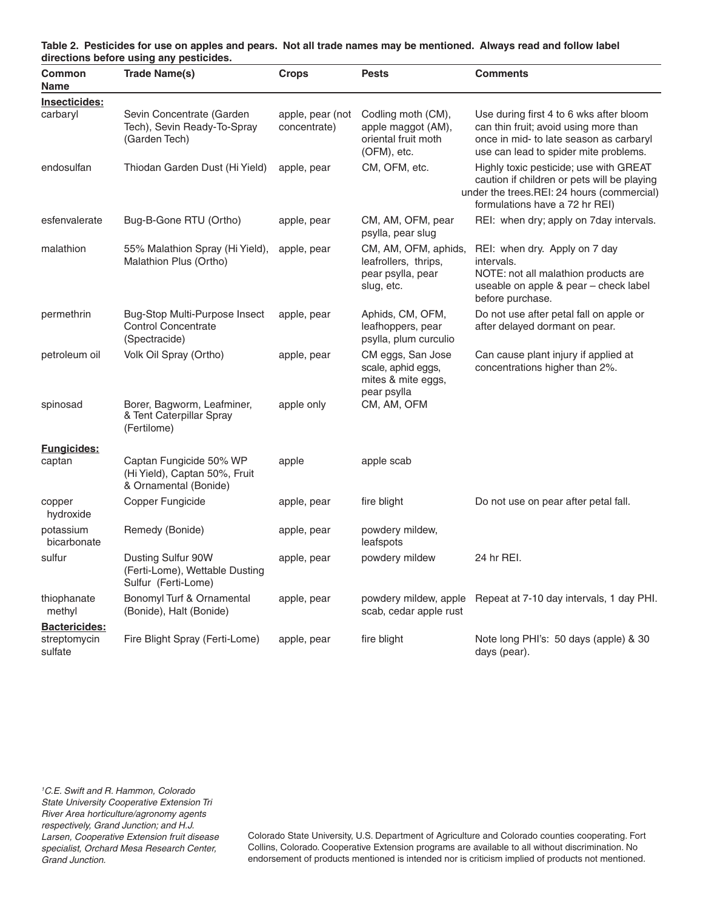**Table 2. Pesticides for use on apples and pears. Not all trade names may be mentioned. Always read and follow label directions before using any pesticides.**

| Common Name | Trade Name(s) | Crops | Pests | Comments |
|---|---|---|---|---|
| **Insecticides:** | | | | |
| carbaryl | Sevin Concentrate (Garden Tech), Sevin Ready-To-Spray (Garden Tech) | apple, pear (not concentrate) | Codling moth (CM), apple maggot (AM), oriental fruit moth (OFM), etc. | Use during first 4 to 6 wks after bloom can thin fruit; avoid using more than once in mid- to late season as carbaryl use can lead to spider mite problems. |
| endosulfan | Thiodan Garden Dust (Hi Yield) | apple, pear | CM, OFM, etc. | Highly toxic pesticide; use with GREAT caution if children or pets will be playing under the trees.REI: 24 hours (commercial) formulations have a 72 hr REI) |
| esfenvalerate | Bug-B-Gone RTU (Ortho) | apple, pear | CM, AM, OFM, pear psylla, pear slug | REI: when dry; apply on 7day intervals. |
| malathion | 55% Malathion Spray (Hi Yield), Malathion Plus (Ortho) | apple, pear | CM, AM, OFM, aphids, leafrollers, thrips, pear psylla, pear slug, etc. | REI: when dry. Apply on 7 day intervals. NOTE: not all malathion products are useable on apple & pear – check label before purchase. |
| permethrin | Bug-Stop Multi-Purpose Insect Control Concentrate (Spectracide) | apple, pear | Aphids, CM, OFM, leafhoppers, pear psylla, plum curculio | Do not use after petal fall on apple or after delayed dormant on pear. |
| petroleum oil | Volk Oil Spray (Ortho) | apple, pear | CM eggs, San Jose scale, aphid eggs, mites & mite eggs, pear psylla | Can cause plant injury if applied at concentrations higher than 2%. |
| spinosad | Borer, Bagworm, Leafminer, & Tent Caterpillar Spray (Fertilome) | apple only | CM, AM, OFM | |
| **Fungicides:** | | | | |
| captan | Captan Fungicide 50% WP (Hi Yield), Captan 50%, Fruit & Ornamental (Bonide) | apple | apple scab | |
| copper hydroxide | Copper Fungicide | apple, pear | fire blight | Do not use on pear after petal fall. |
| potassium bicarbonate | Remedy (Bonide) | apple, pear | powdery mildew, leafspots | |
| sulfur | Dusting Sulfur 90W (Ferti-Lome), Wettable Dusting Sulfur (Ferti-Lome) | apple, pear | powdery mildew | 24 hr REI. |
| thiophanate methyl | Bonomyl Turf & Ornamental (Bonide), Halt (Bonide) | apple, pear | powdery mildew, apple scab, cedar apple rust | Repeat at 7-10 day intervals, 1 day PHI. |
| **Bactericides:** | | | | |
| streptomycin sulfate | Fire Blight Spray (Ferti-Lome) | apple, pear | fire blight | Note long PHI's: 50 days (apple) & 30 days (pear). |

*[1]C.E. Swift and R. Hammon, Colorado State University Cooperative Extension Tri River Area horticulture/agronomy agents respectively, Grand Junction; and H.J. Larsen, Cooperative Extension fruit disease specialist, Orchard Mesa Research Center, Grand Junction.*

Colorado State University, U.S. Department of Agriculture and Colorado counties cooperating. Fort Collins, Colorado. Cooperative Extension programs are available to all without discrimination. No endorsement of products mentioned is intended nor is criticism implied of products not mentioned.